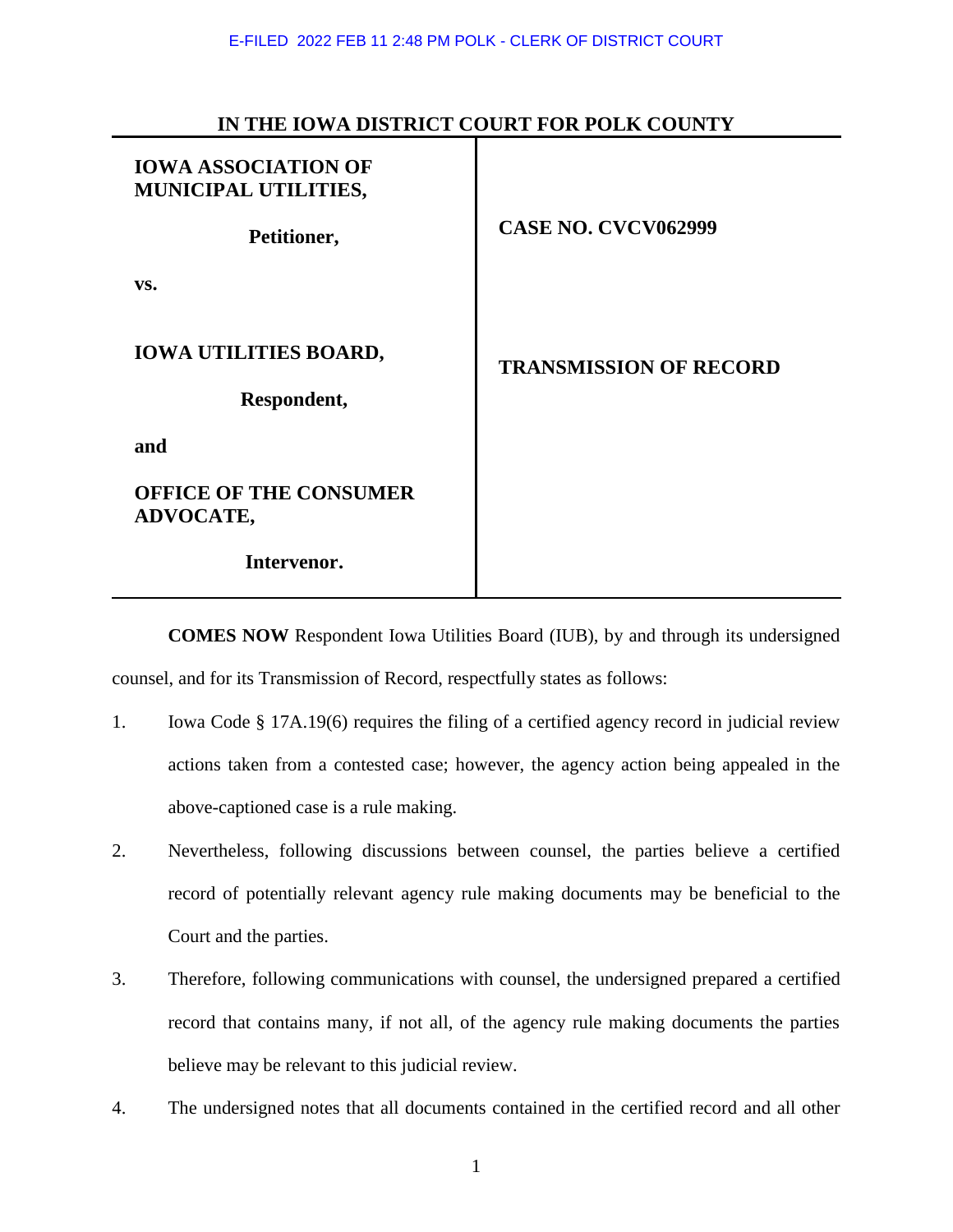E-FILED 2022 FEB 11 2:48 PM POLK - CLERK OF DISTRICT COURT

**IN THE IOWA DISTRICT COURT FOR POLK COUNTY**

| | |
|---|---|
| **IOWA ASSOCIATION OF MUNICIPAL UTILITIES,** | **CASE NO. CVCV062999** |
| **Petitioner,** | |
| **vs.** | |
| **IOWA UTILITIES BOARD,** | **TRANSMISSION OF RECORD** |
| **Respondent,** | |
| **and** | |
| **OFFICE OF THE CONSUMER ADVOCATE,** | |
| **Intervenor.** | |

**COMES NOW** Respondent Iowa Utilities Board (IUB), by and through its undersigned counsel, and for its Transmission of Record, respectfully states as follows:

1. Iowa Code § 17A.19(6) requires the filing of a certified agency record in judicial review actions taken from a contested case; however, the agency action being appealed in the above-captioned case is a rule making.

2. Nevertheless, following discussions between counsel, the parties believe a certified record of potentially relevant agency rule making documents may be beneficial to the Court and the parties.

3. Therefore, following communications with counsel, the undersigned prepared a certified record that contains many, if not all, of the agency rule making documents the parties believe may be relevant to this judicial review.

4. The undersigned notes that all documents contained in the certified record and all other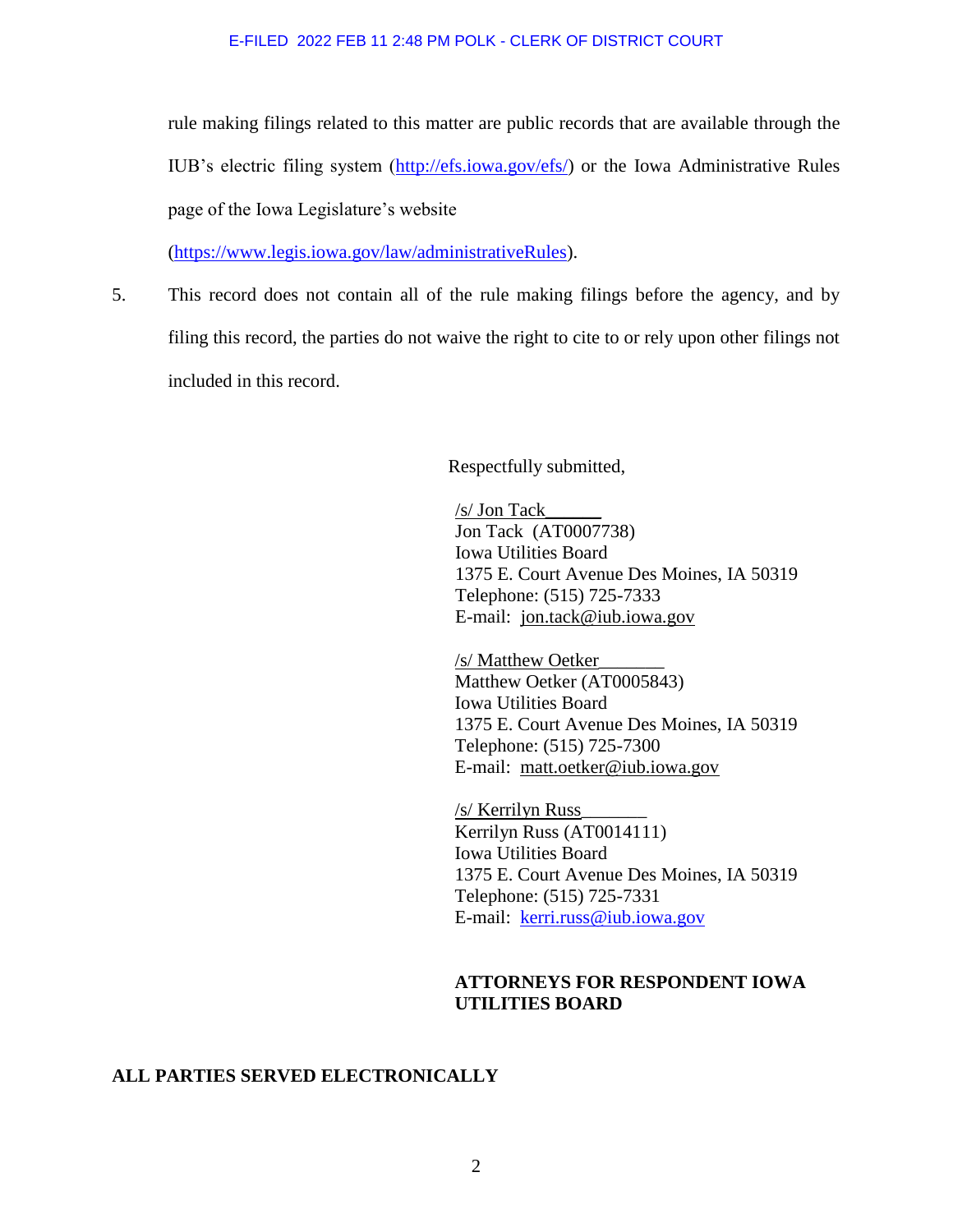rule making filings related to this matter are public records that are available through the IUB's electric filing system (http://efs.iowa.gov/efs/) or the Iowa Administrative Rules page of the Iowa Legislature's website (https://www.legis.iowa.gov/law/administrativeRules).

5. This record does not contain all of the rule making filings before the agency, and by filing this record, the parties do not waive the right to cite to or rely upon other filings not included in this record.

Respectfully submitted,

/s/ Jon Tack  
Jon Tack (AT0007738)  
Iowa Utilities Board  
1375 E. Court Avenue Des Moines, IA 50319  
Telephone: (515) 725-7333  
E-mail: jon.tack@iub.iowa.gov

/s/ Matthew Oetker  
Matthew Oetker (AT0005843)  
Iowa Utilities Board  
1375 E. Court Avenue Des Moines, IA 50319  
Telephone: (515) 725-7300  
E-mail: matt.oetker@iub.iowa.gov

/s/ Kerrilyn Russ  
Kerrilyn Russ (AT0014111)  
Iowa Utilities Board  
1375 E. Court Avenue Des Moines, IA 50319  
Telephone: (515) 725-7331  
E-mail: kerri.russ@iub.iowa.gov

**ATTORNEYS FOR RESPONDENT IOWA UTILITIES BOARD**

**ALL PARTIES SERVED ELECTRONICALLY**